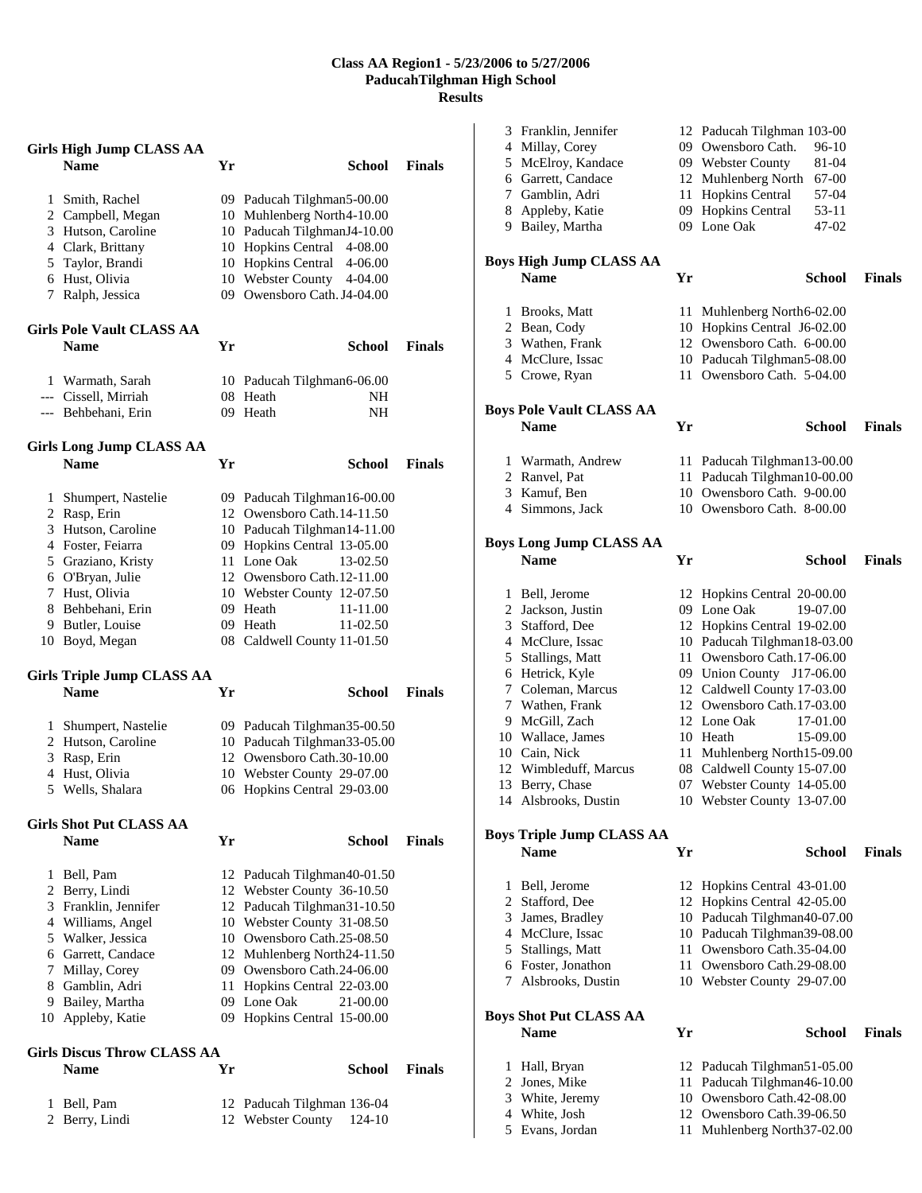**Class AA Region1 - 5/23/2006 to 5/27/2006**
**PaducahTilghman High School**
**Results**

### Girls High Jump CLASS AA

| | Name | Yr | School | Finals |
|---|---|---|---|---|
| 1 | Smith, Rachel | 09 | Paducah Tilghman | 5-00.00 |
| 2 | Campbell, Megan | 10 | Muhlenberg North | 4-10.00 |
| 3 | Hutson, Caroline | 10 | Paducah Tilghman | J4-10.00 |
| 4 | Clark, Brittany | 10 | Hopkins Central | 4-08.00 |
| 5 | Taylor, Brandi | 10 | Hopkins Central | 4-06.00 |
| 6 | Hust, Olivia | 10 | Webster County | 4-04.00 |
| 7 | Ralph, Jessica | 09 | Owensboro Cath. | J4-04.00 |

### Girls Pole Vault CLASS AA

| | Name | Yr | School | Finals |
|---|---|---|---|---|
| 1 | Warmath, Sarah | 10 | Paducah Tilghman | 6-06.00 |
| --- | Cissell, Mirriah | 08 | Heath | NH |
| --- | Behbehani, Erin | 09 | Heath | NH |

### Girls Long Jump CLASS AA

| | Name | Yr | School | Finals |
|---|---|---|---|---|
| 1 | Shumpert, Nastelie | 09 | Paducah Tilghman | 16-00.00 |
| 2 | Rasp, Erin | 12 | Owensboro Cath. | 14-11.50 |
| 3 | Hutson, Caroline | 10 | Paducah Tilghman | 14-11.00 |
| 4 | Foster, Feiarra | 09 | Hopkins Central | 13-05.00 |
| 5 | Graziano, Kristy | 11 | Lone Oak | 13-02.50 |
| 6 | O'Bryan, Julie | 12 | Owensboro Cath. | 12-11.00 |
| 7 | Hust, Olivia | 10 | Webster County | 12-07.50 |
| 8 | Behbehani, Erin | 09 | Heath | 11-11.00 |
| 9 | Butler, Louise | 09 | Heath | 11-02.50 |
| 10 | Boyd, Megan | 08 | Caldwell County | 11-01.50 |

### Girls Triple Jump CLASS AA

| | Name | Yr | School | Finals |
|---|---|---|---|---|
| 1 | Shumpert, Nastelie | 09 | Paducah Tilghman | 35-00.50 |
| 2 | Hutson, Caroline | 10 | Paducah Tilghman | 33-05.00 |
| 3 | Rasp, Erin | 12 | Owensboro Cath. | 30-10.00 |
| 4 | Hust, Olivia | 10 | Webster County | 29-07.00 |
| 5 | Wells, Shalara | 06 | Hopkins Central | 29-03.00 |

### Girls Shot Put CLASS AA

| | Name | Yr | School | Finals |
|---|---|---|---|---|
| 1 | Bell, Pam | 12 | Paducah Tilghman | 40-01.50 |
| 2 | Berry, Lindi | 12 | Webster County | 36-10.50 |
| 3 | Franklin, Jennifer | 12 | Paducah Tilghman | 31-10.50 |
| 4 | Williams, Angel | 10 | Webster County | 31-08.50 |
| 5 | Walker, Jessica | 10 | Owensboro Cath. | 25-08.50 |
| 6 | Garrett, Candace | 12 | Muhlenberg North | 24-11.50 |
| 7 | Millay, Corey | 09 | Owensboro Cath. | 24-06.00 |
| 8 | Gamblin, Adri | 11 | Hopkins Central | 22-03.00 |
| 9 | Bailey, Martha | 09 | Lone Oak | 21-00.00 |
| 10 | Appleby, Katie | 09 | Hopkins Central | 15-00.00 |

### Girls Discus Throw CLASS AA

| | Name | Yr | School | Finals |
|---|---|---|---|---|
| 1 | Bell, Pam | 12 | Paducah Tilghman | 136-04 |
| 2 | Berry, Lindi | 12 | Webster County | 124-10 |
| 3 | Franklin, Jennifer | 12 | Paducah Tilghman | 103-00 |
| 4 | Millay, Corey | 09 | Owensboro Cath. | 96-10 |
| 5 | McElroy, Kandace | 09 | Webster County | 81-04 |
| 6 | Garrett, Candace | 12 | Muhlenberg North | 67-00 |
| 7 | Gamblin, Adri | 11 | Hopkins Central | 57-04 |
| 8 | Appleby, Katie | 09 | Hopkins Central | 53-11 |
| 9 | Bailey, Martha | 09 | Lone Oak | 47-02 |

### Boys High Jump CLASS AA

| | Name | Yr | School | Finals |
|---|---|---|---|---|
| 1 | Brooks, Matt | 11 | Muhlenberg North | 6-02.00 |
| 2 | Bean, Cody | 10 | Hopkins Central | J6-02.00 |
| 3 | Wathen, Frank | 12 | Owensboro Cath. | 6-00.00 |
| 4 | McClure, Issac | 10 | Paducah Tilghman | 5-08.00 |
| 5 | Crowe, Ryan | 11 | Owensboro Cath. | 5-04.00 |

### Boys Pole Vault CLASS AA

| | Name | Yr | School | Finals |
|---|---|---|---|---|
| 1 | Warmath, Andrew | 11 | Paducah Tilghman | 13-00.00 |
| 2 | Ranvel, Pat | 11 | Paducah Tilghman | 10-00.00 |
| 3 | Kamuf, Ben | 10 | Owensboro Cath. | 9-00.00 |
| 4 | Simmons, Jack | 10 | Owensboro Cath. | 8-00.00 |

### Boys Long Jump CLASS AA

| | Name | Yr | School | Finals |
|---|---|---|---|---|
| 1 | Bell, Jerome | 12 | Hopkins Central | 20-00.00 |
| 2 | Jackson, Justin | 09 | Lone Oak | 19-07.00 |
| 3 | Stafford, Dee | 12 | Hopkins Central | 19-02.00 |
| 4 | McClure, Issac | 10 | Paducah Tilghman | 18-03.00 |
| 5 | Stallings, Matt | 11 | Owensboro Cath. | 17-06.00 |
| 6 | Hetrick, Kyle | 09 | Union County | J17-06.00 |
| 7 | Coleman, Marcus | 12 | Caldwell County | 17-03.00 |
| 7 | Wathen, Frank | 12 | Owensboro Cath. | 17-03.00 |
| 9 | McGill, Zach | 12 | Lone Oak | 17-01.00 |
| 10 | Wallace, James | 10 | Heath | 15-09.00 |
| 10 | Cain, Nick | 11 | Muhlenberg North | 15-09.00 |
| 12 | Wimbleduff, Marcus | 08 | Caldwell County | 15-07.00 |
| 13 | Berry, Chase | 07 | Webster County | 14-05.00 |
| 14 | Alsbrooks, Dustin | 10 | Webster County | 13-07.00 |

### Boys Triple Jump CLASS AA

| | Name | Yr | School | Finals |
|---|---|---|---|---|
| 1 | Bell, Jerome | 12 | Hopkins Central | 43-01.00 |
| 2 | Stafford, Dee | 12 | Hopkins Central | 42-05.00 |
| 3 | James, Bradley | 10 | Paducah Tilghman | 40-07.00 |
| 4 | McClure, Issac | 10 | Paducah Tilghman | 39-08.00 |
| 5 | Stallings, Matt | 11 | Owensboro Cath. | 35-04.00 |
| 6 | Foster, Jonathon | 11 | Owensboro Cath. | 29-08.00 |
| 7 | Alsbrooks, Dustin | 10 | Webster County | 29-07.00 |

### Boys Shot Put CLASS AA

| | Name | Yr | School | Finals |
|---|---|---|---|---|
| 1 | Hall, Bryan | 12 | Paducah Tilghman | 51-05.00 |
| 2 | Jones, Mike | 11 | Paducah Tilghman | 46-10.00 |
| 3 | White, Jeremy | 10 | Owensboro Cath. | 42-08.00 |
| 4 | White, Josh | 12 | Owensboro Cath. | 39-06.50 |
| 5 | Evans, Jordan | 11 | Muhlenberg North | 37-02.00 |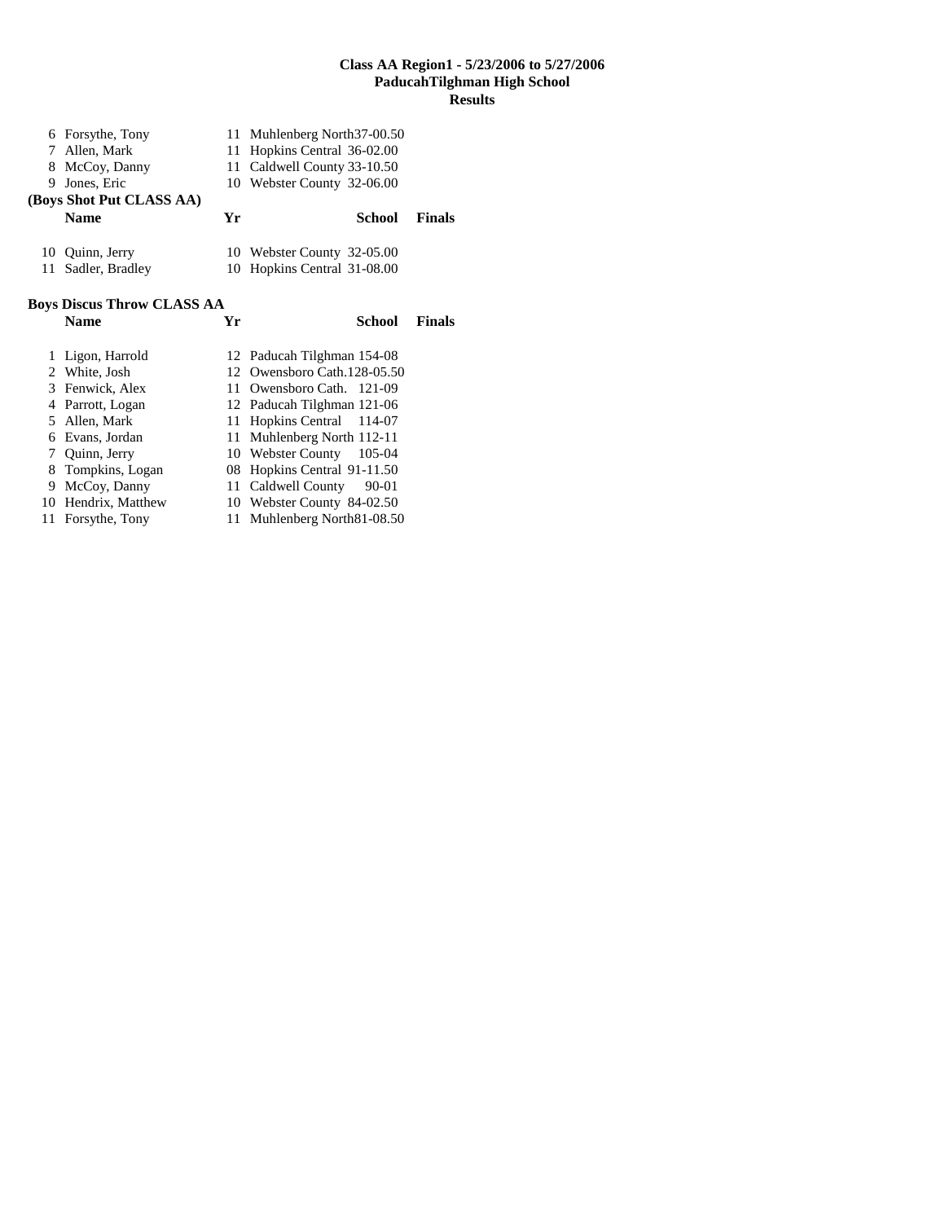**Class AA Region1 - 5/23/2006 to 5/27/2006**
**PaducahTilghman High School**
**Results**

| | Name | Yr | School | Finals |
|---|---|---|---|---|
| 6 | Forsythe, Tony | 11 | Muhlenberg North | 37-00.50 |
| 7 | Allen, Mark | 11 | Hopkins Central | 36-02.00 |
| 8 | McCoy, Danny | 11 | Caldwell County | 33-10.50 |
| 9 | Jones, Eric | 10 | Webster County | 32-06.00 |

**(Boys Shot Put CLASS AA)**

| | Name | Yr | School | Finals |
|---|---|---|---|---|
| 10 | Quinn, Jerry | 10 | Webster County | 32-05.00 |
| 11 | Sadler, Bradley | 10 | Hopkins Central | 31-08.00 |

**Boys Discus Throw CLASS AA**

| | Name | Yr | School | Finals |
|---|---|---|---|---|
| 1 | Ligon, Harrold | 12 | Paducah Tilghman | 154-08 |
| 2 | White, Josh | 12 | Owensboro Cath. | 128-05.50 |
| 3 | Fenwick, Alex | 11 | Owensboro Cath. | 121-09 |
| 4 | Parrott, Logan | 12 | Paducah Tilghman | 121-06 |
| 5 | Allen, Mark | 11 | Hopkins Central | 114-07 |
| 6 | Evans, Jordan | 11 | Muhlenberg North | 112-11 |
| 7 | Quinn, Jerry | 10 | Webster County | 105-04 |
| 8 | Tompkins, Logan | 08 | Hopkins Central | 91-11.50 |
| 9 | McCoy, Danny | 11 | Caldwell County | 90-01 |
| 10 | Hendrix, Matthew | 10 | Webster County | 84-02.50 |
| 11 | Forsythe, Tony | 11 | Muhlenberg North | 81-08.50 |